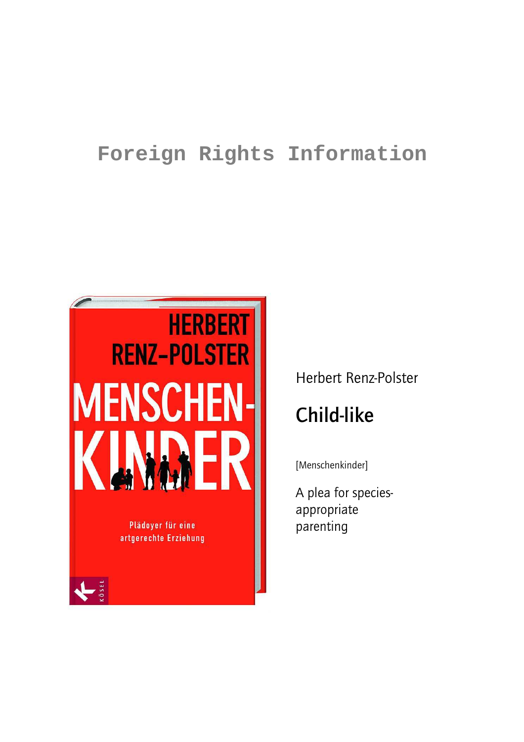# Foreign Rights Information

HERBERT RENZ-POLSTER

MENSCHEN-KINDER

Plädoyer für eine artgerechte Erziehung

KÖSEL

Herbert Renz-Polster

## Child-like

[Menschenkinder]

A plea for species-appropriate parenting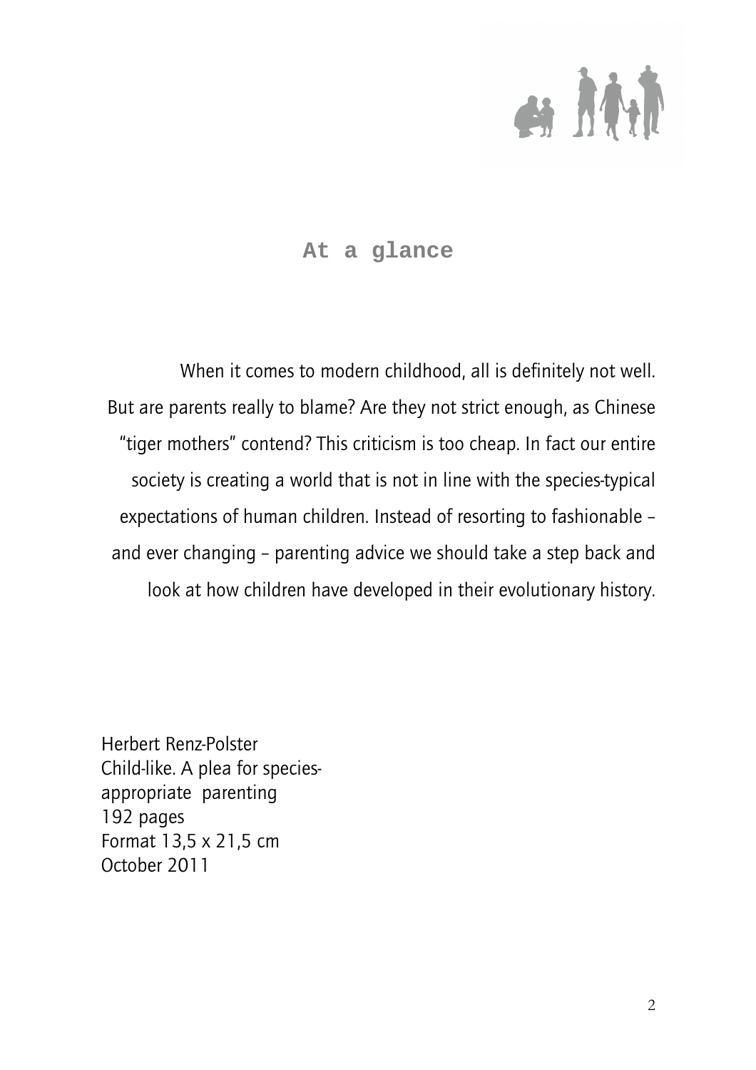## At a glance

When it comes to modern childhood, all is definitely not well. But are parents really to blame? Are they not strict enough, as Chinese "tiger mothers" contend? This criticism is too cheap. In fact our entire society is creating a world that is not in line with the species-typical expectations of human children. Instead of resorting to fashionable – and ever changing – parenting advice we should take a step back and look at how children have developed in their evolutionary history.

Herbert Renz-Polster
Child-like. A plea for species-appropriate parenting
192 pages
Format 13,5 x 21,5 cm
October 2011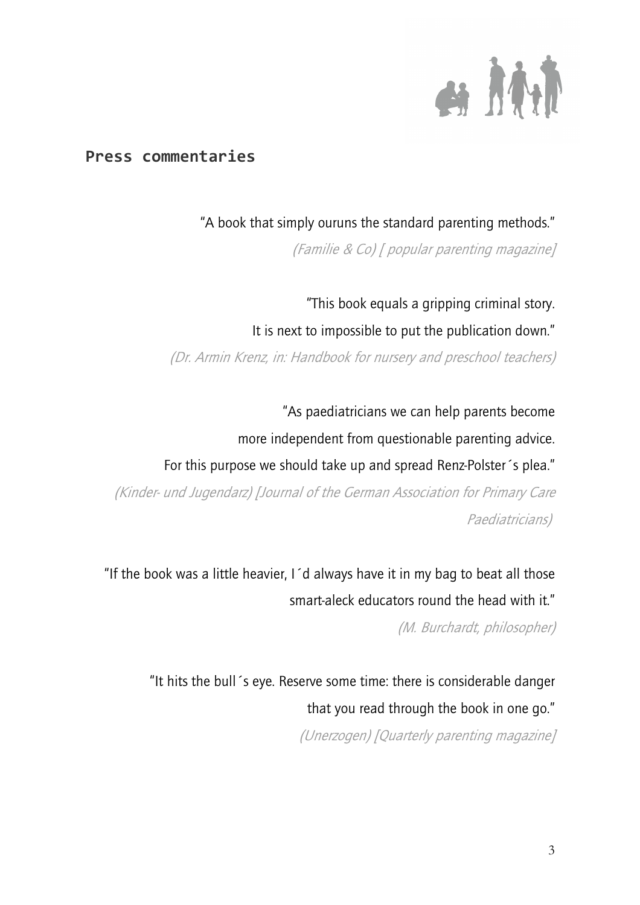## Press commentaries

"A book that simply ouruns the standard parenting methods."

*(Familie & Co) [ popular parenting magazine]*

"This book equals a gripping criminal story.
It is next to impossible to put the publication down."

*(Dr. Armin Krenz, in: Handbook for nursery and preschool teachers)*

"As paediatricians we can help parents become
more independent from questionable parenting advice.
For this purpose we should take up and spread Renz-Polster´s plea."

*(Kinder- und Jugendarz) [Journal of the German Association for Primary Care Paediatricians)*

"If the book was a little heavier, I´d always have it in my bag to beat all those smart-aleck educators round the head with it."

*(M. Burchardt, philosopher)*

"It hits the bull´s eye. Reserve some time: there is considerable danger
that you read through the book in one go."

*(Unerzogen) [Quarterly parenting magazine]*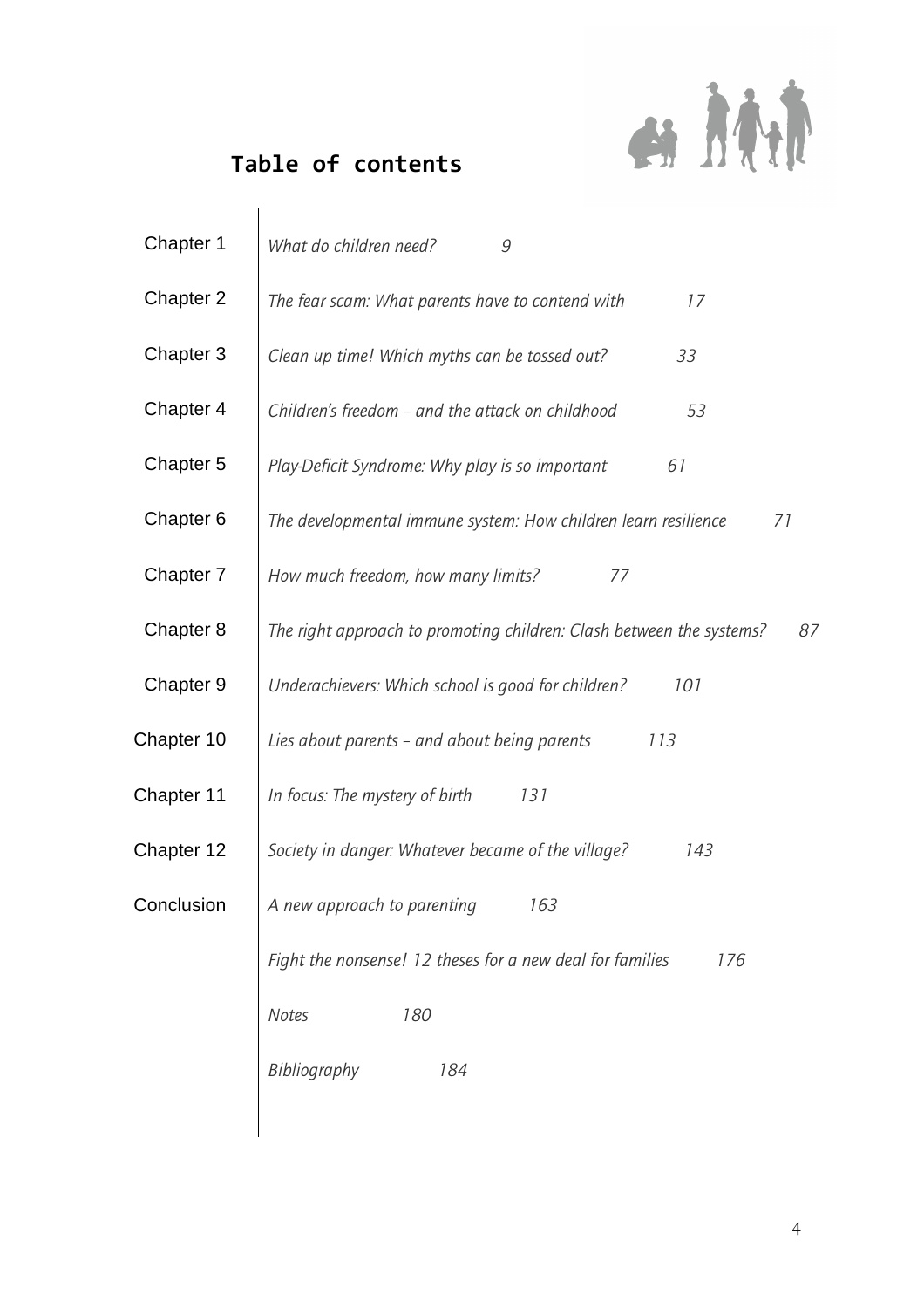## Table of contents

| | | |
|---|---|---|
| Chapter 1 | *What do children need?* | *9* |
| Chapter 2 | *The fear scam: What parents have to contend with* | *17* |
| Chapter 3 | *Clean up time! Which myths can be tossed out?* | *33* |
| Chapter 4 | *Children's freedom – and the attack on childhood* | *53* |
| Chapter 5 | *Play-Deficit Syndrome: Why play is so important* | *61* |
| Chapter 6 | *The developmental immune system: How children learn resilience* | *71* |
| Chapter 7 | *How much freedom, how many limits?* | *77* |
| Chapter 8 | *The right approach to promoting children: Clash between the systems?* | *87* |
| Chapter 9 | *Underachievers: Which school is good for children?* | *101* |
| Chapter 10 | *Lies about parents – and about being parents* | *113* |
| Chapter 11 | *In focus: The mystery of birth* | *131* |
| Chapter 12 | *Society in danger: Whatever became of the village?* | *143* |
| Conclusion | *A new approach to parenting* | *163* |
| | *Fight the nonsense! 12 theses for a new deal for families* | *176* |
| | *Notes* | *180* |
| | *Bibliography* | *184* |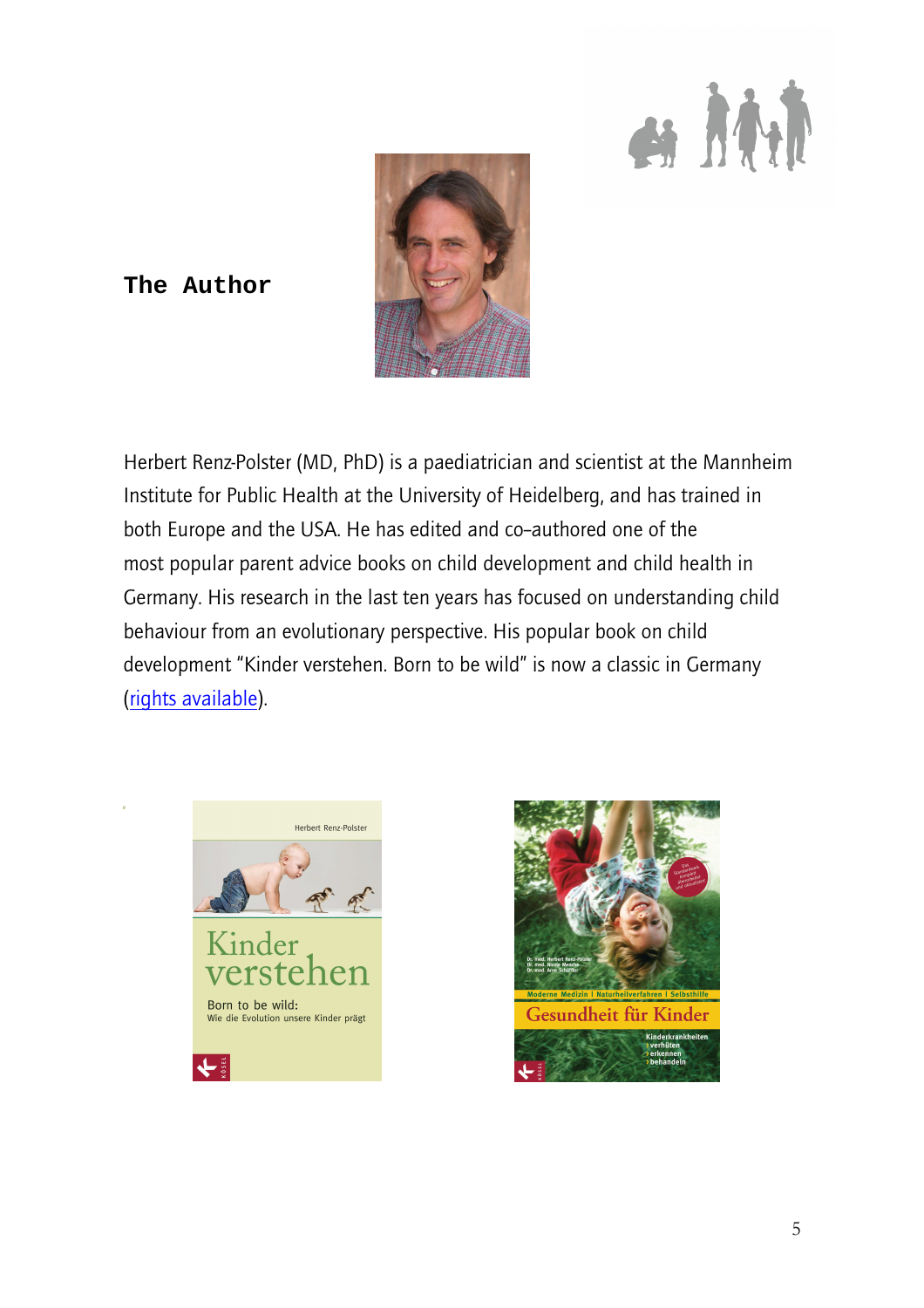## The Author

Herbert Renz-Polster (MD, PhD) is a paediatrician and scientist at the Mannheim Institute for Public Health at the University of Heidelberg, and has trained in both Europe and the USA. He has edited and co-authored one of the most popular parent advice books on child development and child health in Germany. His research in the last ten years has focused on understanding child behaviour from an evolutionary perspective. His popular book on child development "Kinder verstehen. Born to be wild" is now a classic in Germany (rights available).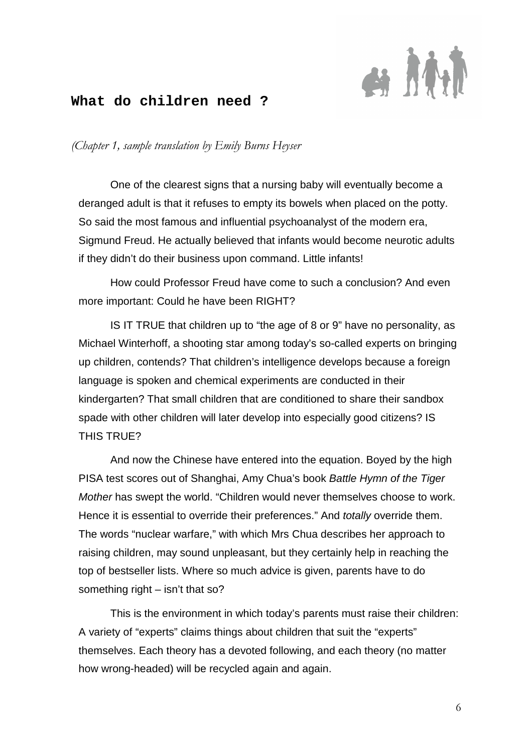## What do children need ?

*(Chapter 1, sample translation by Emily Burns Heyser*

One of the clearest signs that a nursing baby will eventually become a deranged adult is that it refuses to empty its bowels when placed on the potty. So said the most famous and influential psychoanalyst of the modern era, Sigmund Freud. He actually believed that infants would become neurotic adults if they didn't do their business upon command. Little infants!

How could Professor Freud have come to such a conclusion? And even more important: Could he have been RIGHT?

IS IT TRUE that children up to "the age of 8 or 9" have no personality, as Michael Winterhoff, a shooting star among today's so-called experts on bringing up children, contends? That children's intelligence develops because a foreign language is spoken and chemical experiments are conducted in their kindergarten? That small children that are conditioned to share their sandbox spade with other children will later develop into especially good citizens? IS THIS TRUE?

And now the Chinese have entered into the equation. Boyed by the high PISA test scores out of Shanghai, Amy Chua's book *Battle Hymn of the Tiger Mother* has swept the world. "Children would never themselves choose to work. Hence it is essential to override their preferences." And *totally* override them. The words "nuclear warfare," with which Mrs Chua describes her approach to raising children, may sound unpleasant, but they certainly help in reaching the top of bestseller lists. Where so much advice is given, parents have to do something right – isn't that so?

This is the environment in which today's parents must raise their children: A variety of "experts" claims things about children that suit the "experts" themselves. Each theory has a devoted following, and each theory (no matter how wrong-headed) will be recycled again and again.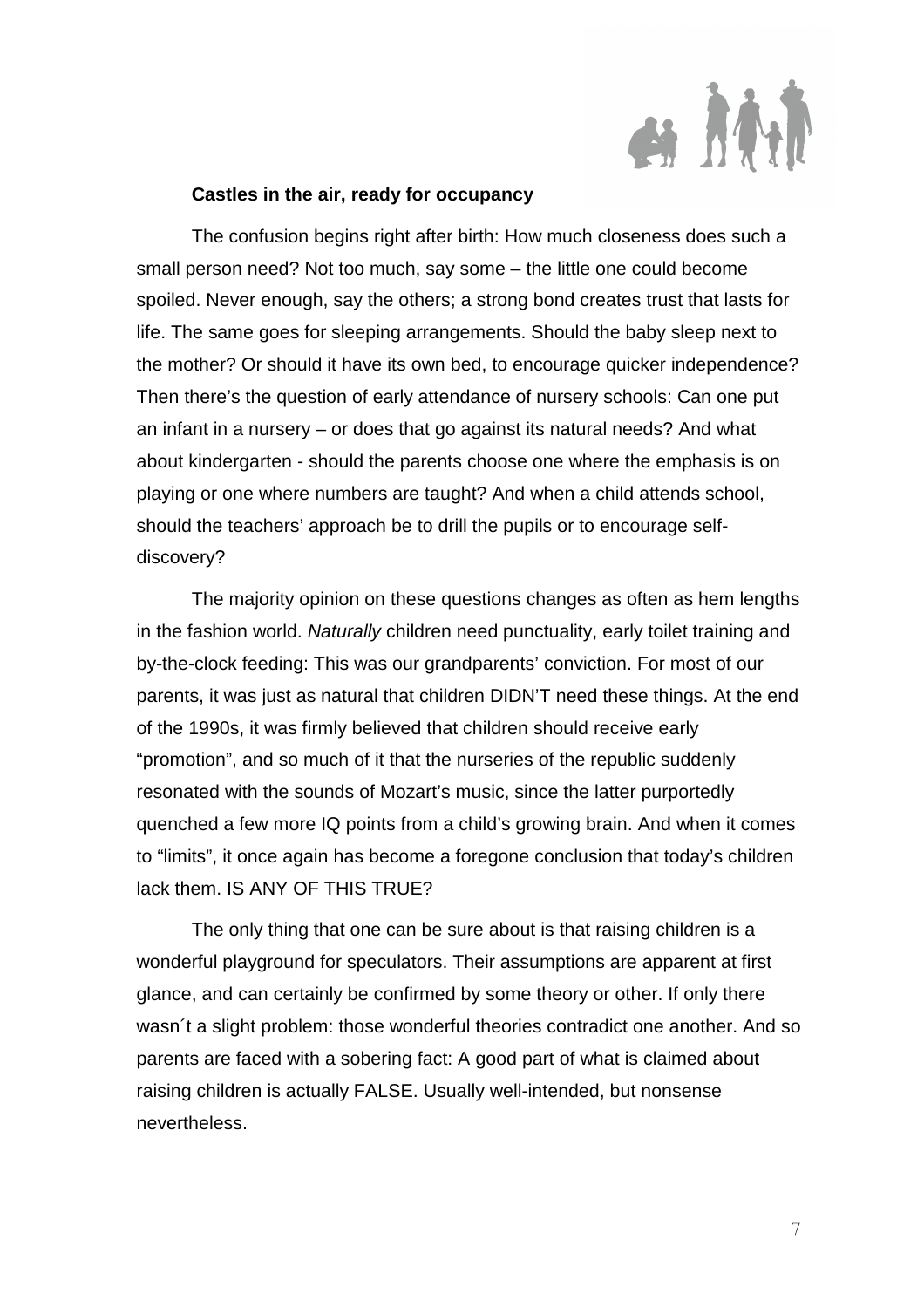**Castles in the air, ready for occupancy**

The confusion begins right after birth: How much closeness does such a small person need? Not too much, say some – the little one could become spoiled. Never enough, say the others; a strong bond creates trust that lasts for life. The same goes for sleeping arrangements. Should the baby sleep next to the mother? Or should it have its own bed, to encourage quicker independence? Then there's the question of early attendance of nursery schools: Can one put an infant in a nursery – or does that go against its natural needs? And what about kindergarten - should the parents choose one where the emphasis is on playing or one where numbers are taught? And when a child attends school, should the teachers' approach be to drill the pupils or to encourage self-discovery?

The majority opinion on these questions changes as often as hem lengths in the fashion world. *Naturally* children need punctuality, early toilet training and by-the-clock feeding: This was our grandparents' conviction. For most of our parents, it was just as natural that children DIDN'T need these things. At the end of the 1990s, it was firmly believed that children should receive early "promotion", and so much of it that the nurseries of the republic suddenly resonated with the sounds of Mozart's music, since the latter purportedly quenched a few more IQ points from a child's growing brain. And when it comes to "limits", it once again has become a foregone conclusion that today's children lack them. IS ANY OF THIS TRUE?

The only thing that one can be sure about is that raising children is a wonderful playground for speculators. Their assumptions are apparent at first glance, and can certainly be confirmed by some theory or other. If only there wasn´t a slight problem: those wonderful theories contradict one another. And so parents are faced with a sobering fact: A good part of what is claimed about raising children is actually FALSE. Usually well-intended, but nonsense nevertheless.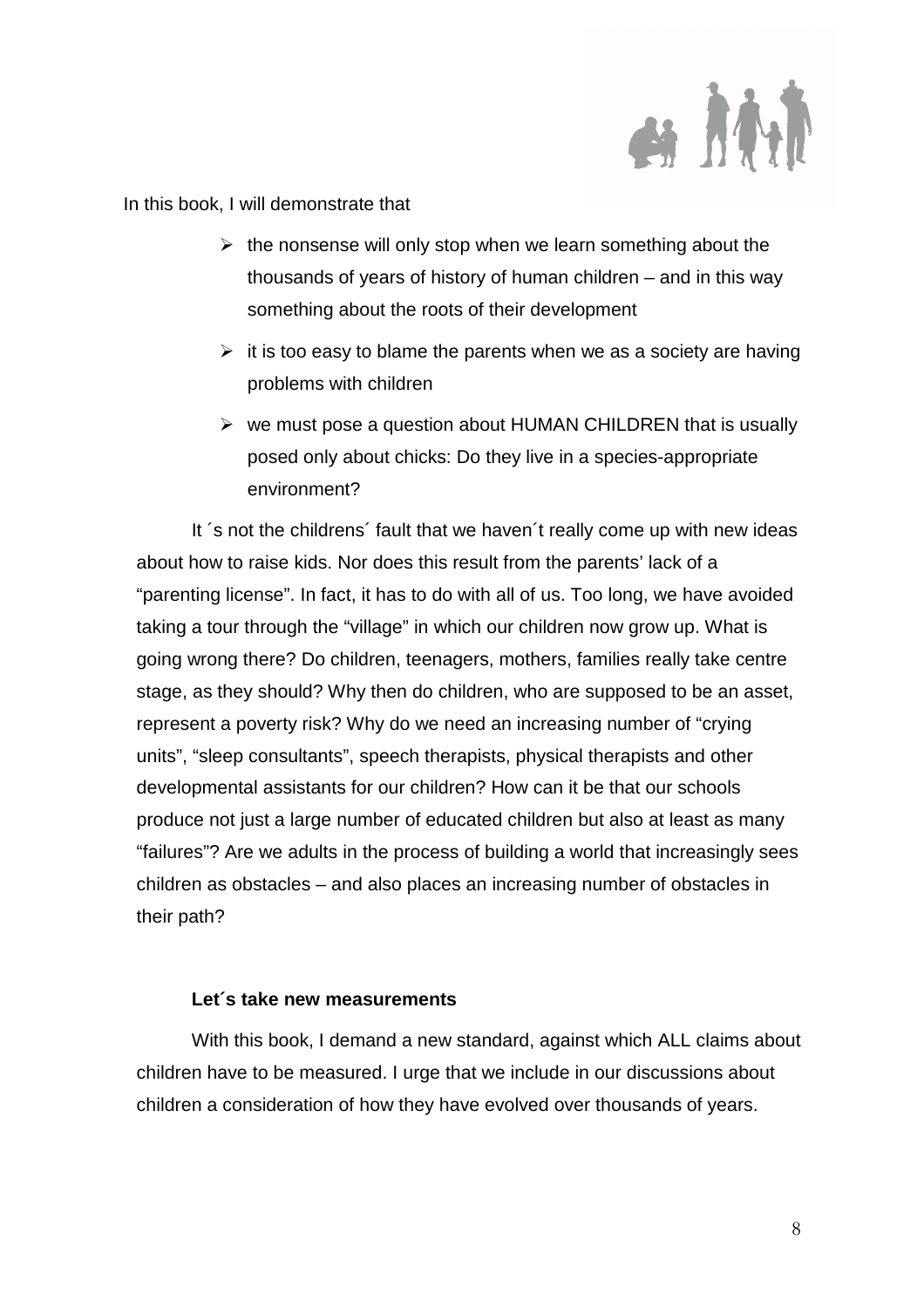In this book, I will demonstrate that

- the nonsense will only stop when we learn something about the thousands of years of history of human children – and in this way something about the roots of their development
- it is too easy to blame the parents when we as a society are having problems with children
- we must pose a question about HUMAN CHILDREN that is usually posed only about chicks: Do they live in a species-appropriate environment?

It ´s not the childrens´ fault that we haven´t really come up with new ideas about how to raise kids. Nor does this result from the parents' lack of a "parenting license". In fact, it has to do with all of us. Too long, we have avoided taking a tour through the "village" in which our children now grow up. What is going wrong there? Do children, teenagers, mothers, families really take centre stage, as they should? Why then do children, who are supposed to be an asset, represent a poverty risk? Why do we need an increasing number of "crying units", "sleep consultants", speech therapists, physical therapists and other developmental assistants for our children? How can it be that our schools produce not just a large number of educated children but also at least as many "failures"? Are we adults in the process of building a world that increasingly sees children as obstacles – and also places an increasing number of obstacles in their path?

**Let´s take new measurements**

With this book, I demand a new standard, against which ALL claims about children have to be measured. I urge that we include in our discussions about children a consideration of how they have evolved over thousands of years.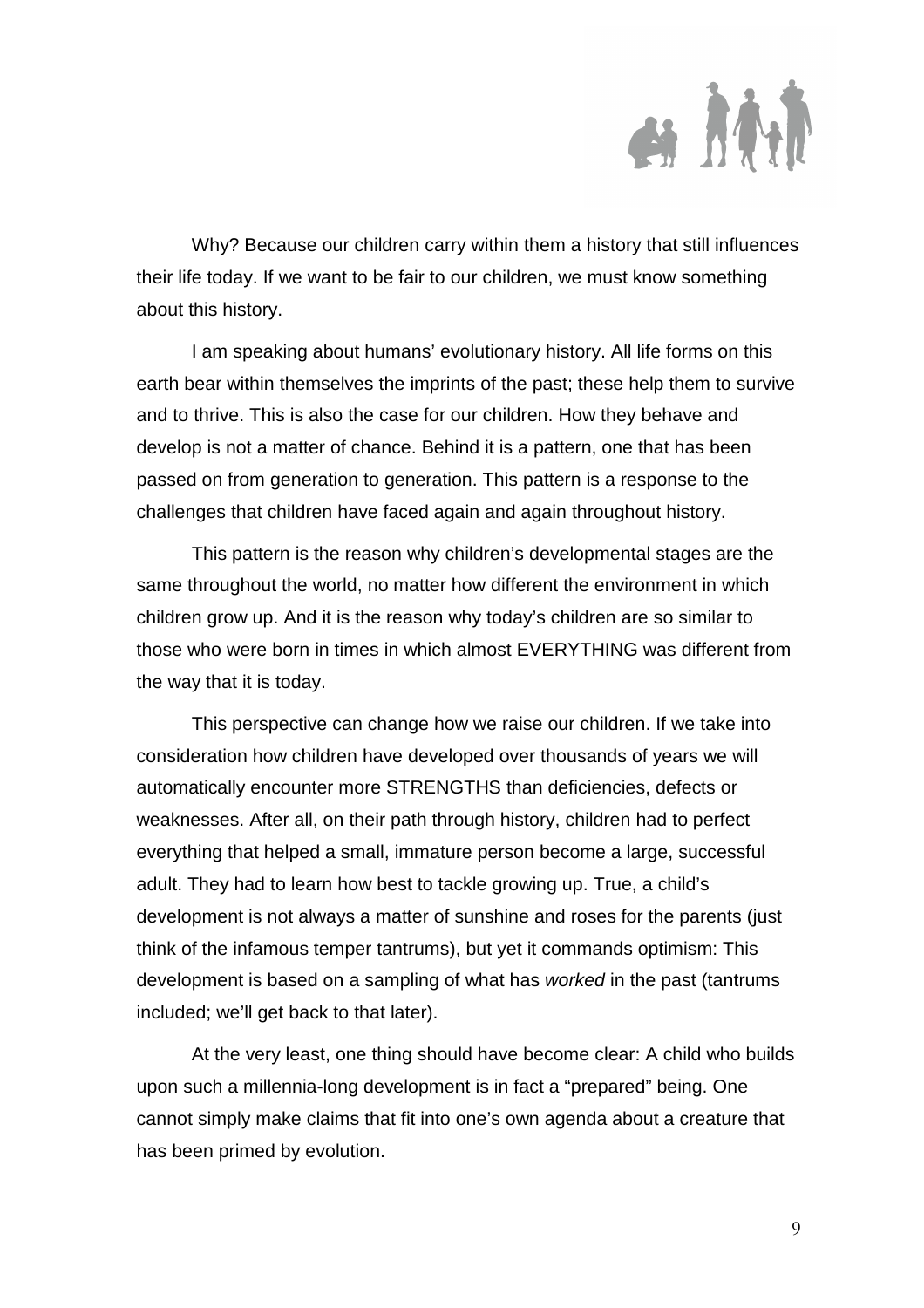Why? Because our children carry within them a history that still influences their life today. If we want to be fair to our children, we must know something about this history.

I am speaking about humans' evolutionary history. All life forms on this earth bear within themselves the imprints of the past; these help them to survive and to thrive. This is also the case for our children. How they behave and develop is not a matter of chance. Behind it is a pattern, one that has been passed on from generation to generation. This pattern is a response to the challenges that children have faced again and again throughout history.

This pattern is the reason why children's developmental stages are the same throughout the world, no matter how different the environment in which children grow up. And it is the reason why today's children are so similar to those who were born in times in which almost EVERYTHING was different from the way that it is today.

This perspective can change how we raise our children. If we take into consideration how children have developed over thousands of years we will automatically encounter more STRENGTHS than deficiencies, defects or weaknesses. After all, on their path through history, children had to perfect everything that helped a small, immature person become a large, successful adult. They had to learn how best to tackle growing up. True, a child's development is not always a matter of sunshine and roses for the parents (just think of the infamous temper tantrums), but yet it commands optimism: This development is based on a sampling of what has *worked* in the past (tantrums included; we'll get back to that later).

At the very least, one thing should have become clear: A child who builds upon such a millennia-long development is in fact a "prepared" being. One cannot simply make claims that fit into one's own agenda about a creature that has been primed by evolution.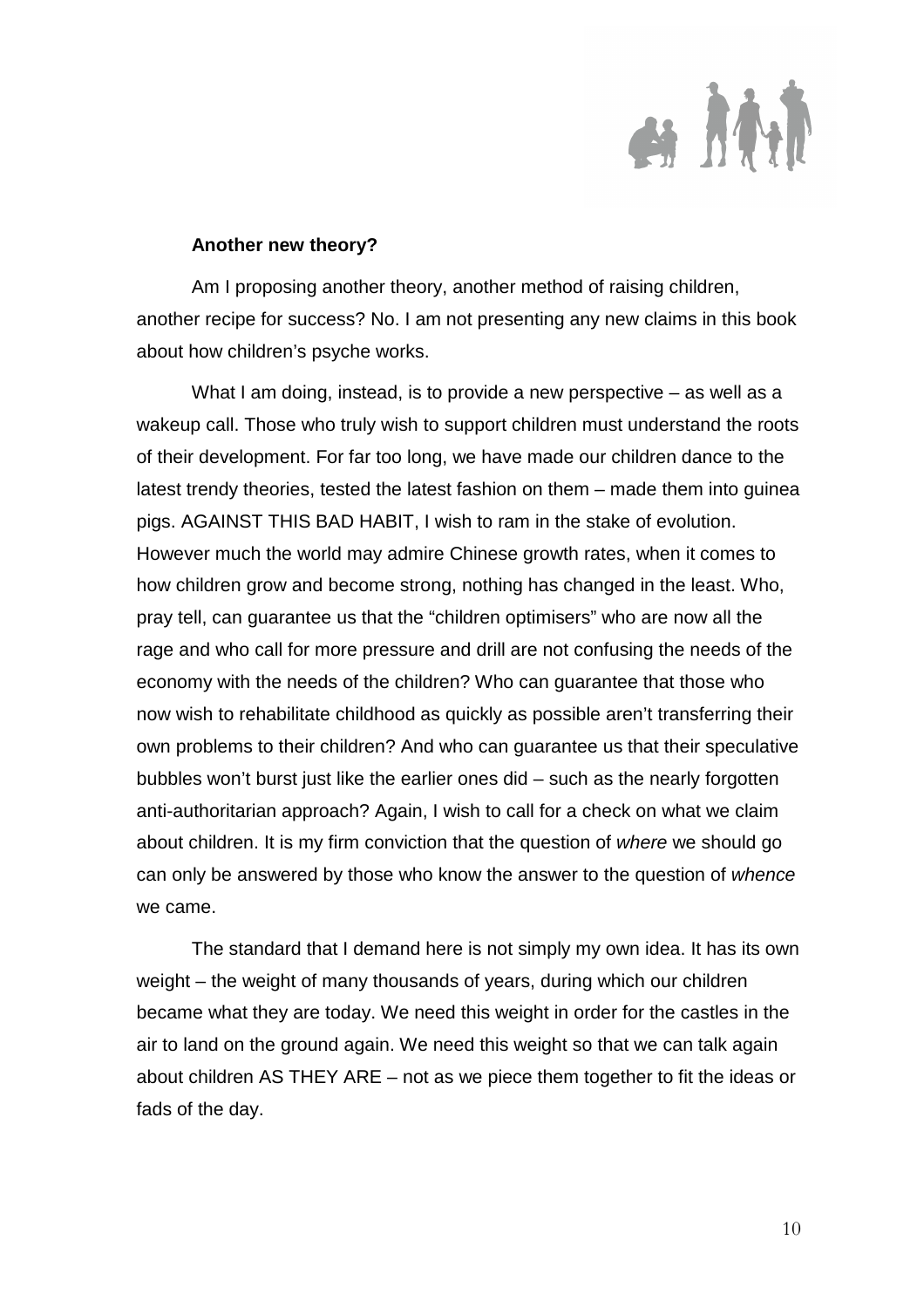**Another new theory?**

Am I proposing another theory, another method of raising children, another recipe for success? No. I am not presenting any new claims in this book about how children's psyche works.

What I am doing, instead, is to provide a new perspective – as well as a wakeup call. Those who truly wish to support children must understand the roots of their development. For far too long, we have made our children dance to the latest trendy theories, tested the latest fashion on them – made them into guinea pigs. AGAINST THIS BAD HABIT, I wish to ram in the stake of evolution. However much the world may admire Chinese growth rates, when it comes to how children grow and become strong, nothing has changed in the least. Who, pray tell, can guarantee us that the "children optimisers" who are now all the rage and who call for more pressure and drill are not confusing the needs of the economy with the needs of the children? Who can guarantee that those who now wish to rehabilitate childhood as quickly as possible aren't transferring their own problems to their children? And who can guarantee us that their speculative bubbles won't burst just like the earlier ones did – such as the nearly forgotten anti-authoritarian approach? Again, I wish to call for a check on what we claim about children. It is my firm conviction that the question of *where* we should go can only be answered by those who know the answer to the question of *whence* we came.

The standard that I demand here is not simply my own idea. It has its own weight – the weight of many thousands of years, during which our children became what they are today. We need this weight in order for the castles in the air to land on the ground again. We need this weight so that we can talk again about children AS THEY ARE – not as we piece them together to fit the ideas or fads of the day.